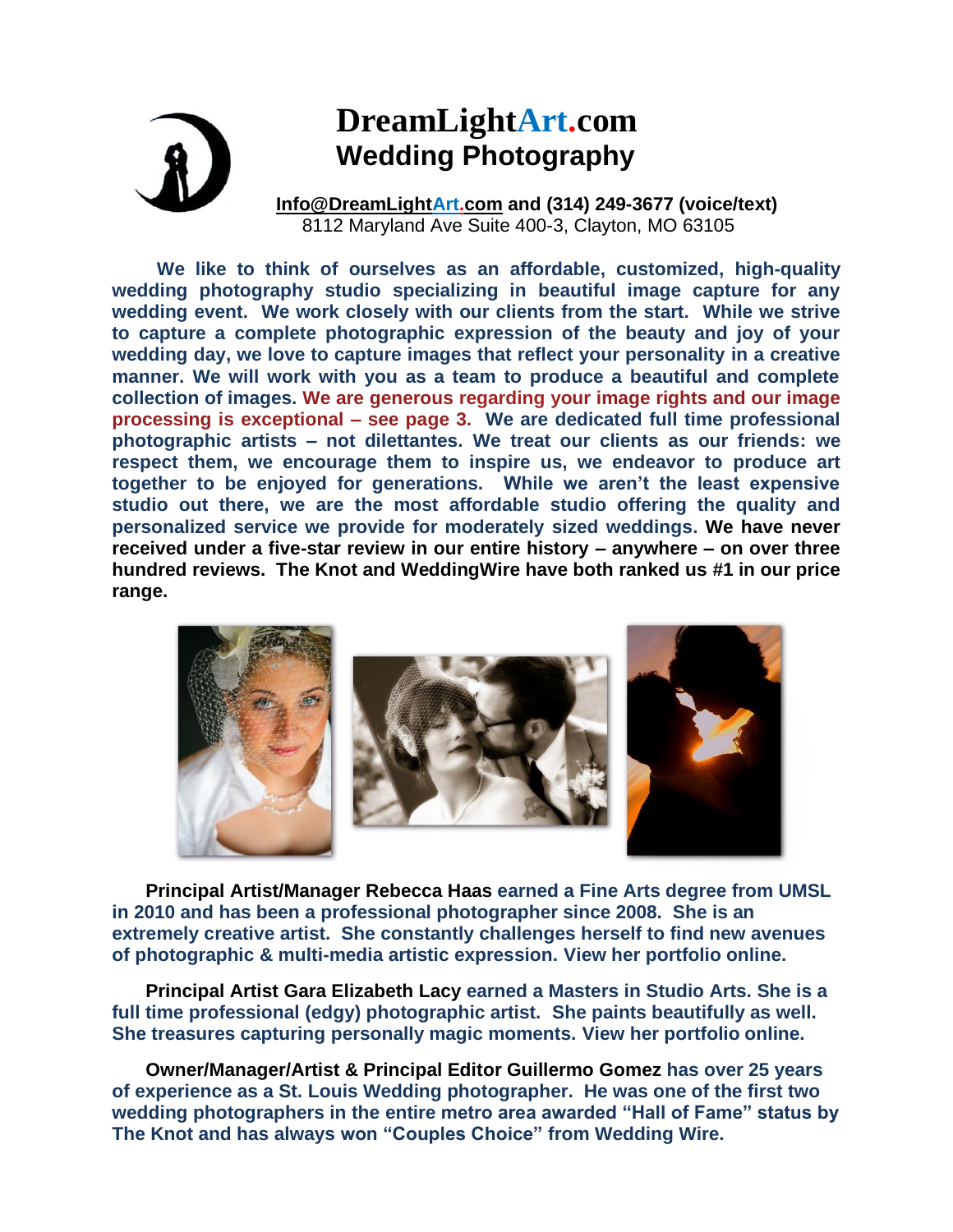# DreamLightArt.com
## Wedding Photography

**Info@DreamLightArt.com and (314) 249-3677 (voice/text)**
8112 Maryland Ave Suite 400-3, Clayton, MO 63105

**We like to think of ourselves as an affordable, customized, high-quality wedding photography studio specializing in beautiful image capture for any wedding event. We work closely with our clients from the start. While we strive to capture a complete photographic expression of the beauty and joy of your wedding day, we love to capture images that reflect your personality in a creative manner. We will work with you as a team to produce a beautiful and complete collection of images. We are generous regarding your image rights and our image processing is exceptional – see page 3. We are dedicated full time professional photographic artists – not dilettantes. We treat our clients as our friends: we respect them, we encourage them to inspire us, we endeavor to produce art together to be enjoyed for generations. While we aren't the least expensive studio out there, we are the most affordable studio offering the quality and personalized service we provide for moderately sized weddings. We have never received under a five-star review in our entire history – anywhere – on over three hundred reviews. The Knot and WeddingWire have both ranked us #1 in our price range.**

**Principal Artist/Manager Rebecca Haas earned a Fine Arts degree from UMSL in 2010 and has been a professional photographer since 2008. She is an extremely creative artist. She constantly challenges herself to find new avenues of photographic & multi-media artistic expression. View her portfolio online.**

**Principal Artist Gara Elizabeth Lacy earned a Masters in Studio Arts. She is a full time professional (edgy) photographic artist. She paints beautifully as well. She treasures capturing personally magic moments. View her portfolio online.**

**Owner/Manager/Artist & Principal Editor Guillermo Gomez has over 25 years of experience as a St. Louis Wedding photographer. He was one of the first two wedding photographers in the entire metro area awarded "Hall of Fame" status by The Knot and has always won "Couples Choice" from Wedding Wire.**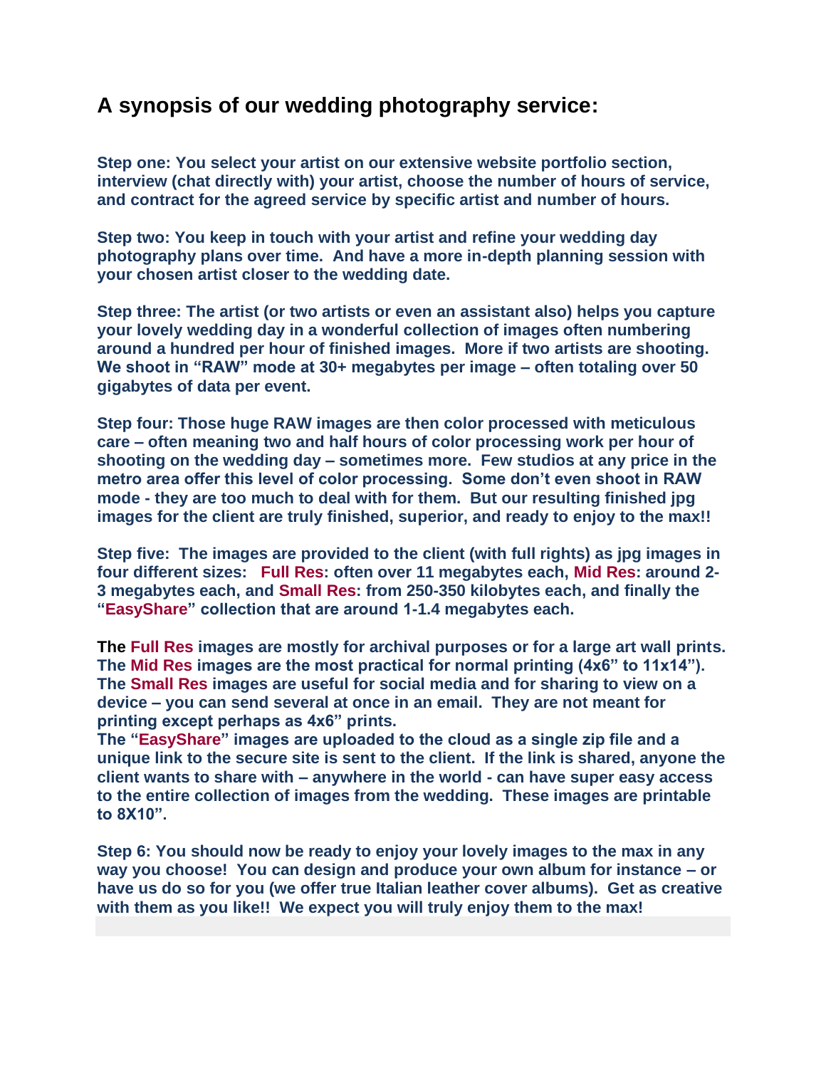## A synopsis of our wedding photography service:

**Step one: You select your artist on our extensive website portfolio section, interview (chat directly with) your artist, choose the number of hours of service, and contract for the agreed service by specific artist and number of hours.**

**Step two: You keep in touch with your artist and refine your wedding day photography plans over time. And have a more in-depth planning session with your chosen artist closer to the wedding date.**

**Step three: The artist (or two artists or even an assistant also) helps you capture your lovely wedding day in a wonderful collection of images often numbering around a hundred per hour of finished images. More if two artists are shooting. We shoot in "RAW" mode at 30+ megabytes per image – often totaling over 50 gigabytes of data per event.**

**Step four: Those huge RAW images are then color processed with meticulous care – often meaning two and half hours of color processing work per hour of shooting on the wedding day – sometimes more. Few studios at any price in the metro area offer this level of color processing. Some don't even shoot in RAW mode - they are too much to deal with for them. But our resulting finished jpg images for the client are truly finished, superior, and ready to enjoy to the max!!**

**Step five: The images are provided to the client (with full rights) as jpg images in four different sizes: Full Res: often over 11 megabytes each, Mid Res: around 2-3 megabytes each, and Small Res: from 250-350 kilobytes each, and finally the "EasyShare" collection that are around 1-1.4 megabytes each.**

**The Full Res images are mostly for archival purposes or for a large art wall prints. The Mid Res images are the most practical for normal printing (4x6" to 11x14"). The Small Res images are useful for social media and for sharing to view on a device – you can send several at once in an email. They are not meant for printing except perhaps as 4x6" prints.**
**The "EasyShare" images are uploaded to the cloud as a single zip file and a unique link to the secure site is sent to the client. If the link is shared, anyone the client wants to share with – anywhere in the world - can have super easy access to the entire collection of images from the wedding. These images are printable to 8X10".**

**Step 6: You should now be ready to enjoy your lovely images to the max in any way you choose! You can design and produce your own album for instance – or have us do so for you (we offer true Italian leather cover albums). Get as creative with them as you like!! We expect you will truly enjoy them to the max!**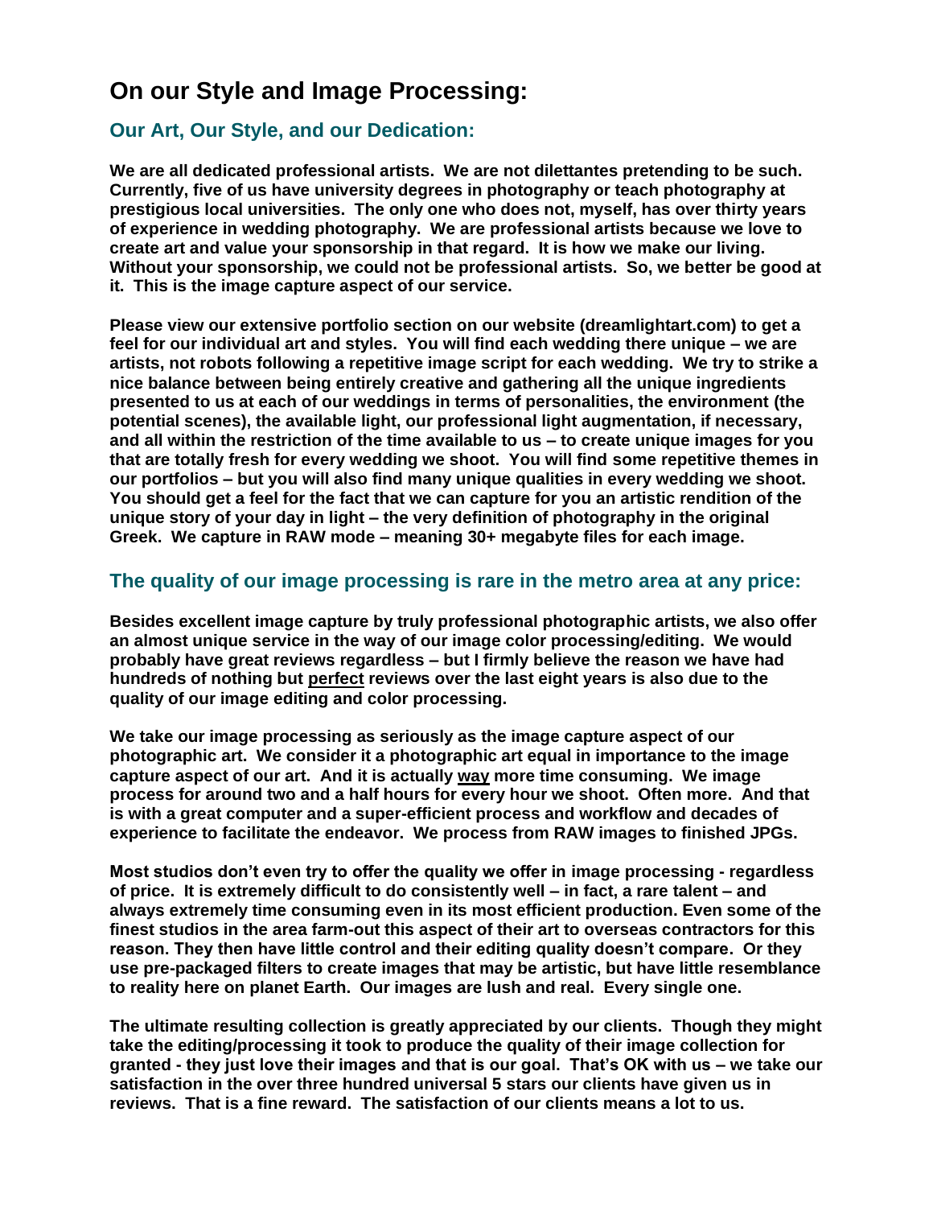# On our Style and Image Processing:

## Our Art, Our Style, and our Dedication:

**We are all dedicated professional artists. We are not dilettantes pretending to be such. Currently, five of us have university degrees in photography or teach photography at prestigious local universities. The only one who does not, myself, has over thirty years of experience in wedding photography. We are professional artists because we love to create art and value your sponsorship in that regard. It is how we make our living. Without your sponsorship, we could not be professional artists. So, we better be good at it. This is the image capture aspect of our service.**

**Please view our extensive portfolio section on our website (dreamlightart.com) to get a feel for our individual art and styles. You will find each wedding there unique – we are artists, not robots following a repetitive image script for each wedding. We try to strike a nice balance between being entirely creative and gathering all the unique ingredients presented to us at each of our weddings in terms of personalities, the environment (the potential scenes), the available light, our professional light augmentation, if necessary, and all within the restriction of the time available to us – to create unique images for you that are totally fresh for every wedding we shoot. You will find some repetitive themes in our portfolios – but you will also find many unique qualities in every wedding we shoot. You should get a feel for the fact that we can capture for you an artistic rendition of the unique story of your day in light – the very definition of photography in the original Greek. We capture in RAW mode – meaning 30+ megabyte files for each image.**

## The quality of our image processing is rare in the metro area at any price:

**Besides excellent image capture by truly professional photographic artists, we also offer an almost unique service in the way of our image color processing/editing. We would probably have great reviews regardless – but I firmly believe the reason we have had hundreds of nothing but <u>perfect</u> reviews over the last eight years is also due to the quality of our image editing and color processing.**

**We take our image processing as seriously as the image capture aspect of our photographic art. We consider it a photographic art equal in importance to the image capture aspect of our art. And it is actually <u>way</u> more time consuming. We image process for around two and a half hours for every hour we shoot. Often more. And that is with a great computer and a super-efficient process and workflow and decades of experience to facilitate the endeavor. We process from RAW images to finished JPGs.**

**Most studios don't even try to offer the quality we offer in image processing - regardless of price. It is extremely difficult to do consistently well – in fact, a rare talent – and always extremely time consuming even in its most efficient production. Even some of the finest studios in the area farm-out this aspect of their art to overseas contractors for this reason. They then have little control and their editing quality doesn't compare. Or they use pre-packaged filters to create images that may be artistic, but have little resemblance to reality here on planet Earth. Our images are lush and real. Every single one.**

**The ultimate resulting collection is greatly appreciated by our clients. Though they might take the editing/processing it took to produce the quality of their image collection for granted - they just love their images and that is our goal. That's OK with us – we take our satisfaction in the over three hundred universal 5 stars our clients have given us in reviews. That is a fine reward. The satisfaction of our clients means a lot to us.**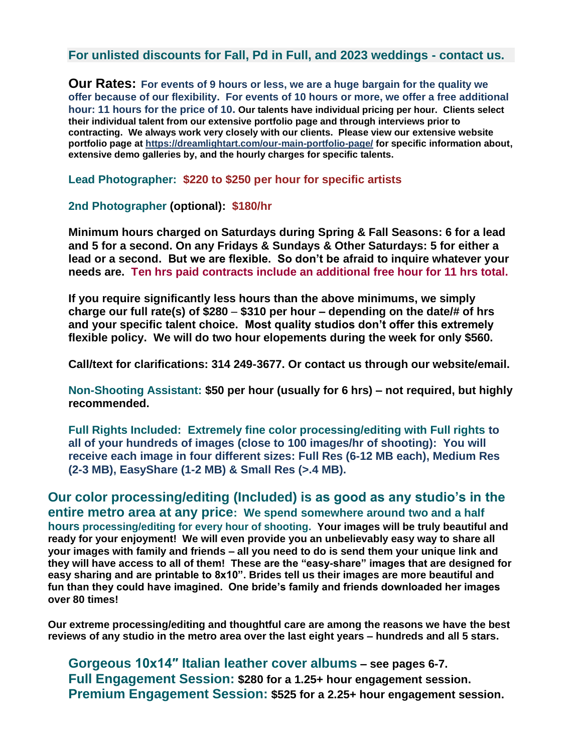**For unlisted discounts for Fall, Pd in Full, and 2023 weddings - contact us.**

**Our Rates:** **For events of 9 hours or less, we are a huge bargain for the quality we offer because of our flexibility. For events of 10 hours or more, we offer a free additional hour: 11 hours for the price of 10.** **Our talents have individual pricing per hour. Clients select their individual talent from our extensive portfolio page and through interviews prior to contracting. We always work very closely with our clients. Please view our extensive website portfolio page at https://dreamlightart.com/our-main-portfolio-page/ for specific information about, extensive demo galleries by, and the hourly charges for specific talents.**

**Lead Photographer: $220 to $250 per hour for specific artists**

**2nd Photographer (optional): $180/hr**

**Minimum hours charged on Saturdays during Spring & Fall Seasons: 6 for a lead and 5 for a second. On any Fridays & Sundays & Other Saturdays: 5 for either a lead or a second. But we are flexible. So don't be afraid to inquire whatever your needs are. Ten hrs paid contracts include an additional free hour for 11 hrs total.**

**If you require significantly less hours than the above minimums, we simply charge our full rate(s) of $280 – $310 per hour – depending on the date/# of hrs and your specific talent choice. Most quality studios don't offer this extremely flexible policy. We will do two hour elopements during the week for only $560.**

**Call/text for clarifications: 314 249-3677. Or contact us through our website/email.**

**Non-Shooting Assistant: $50 per hour (usually for 6 hrs) – not required, but highly recommended.**

**Full Rights Included: Extremely fine color processing/editing with Full rights to all of your hundreds of images (close to 100 images/hr of shooting): You will receive each image in four different sizes: Full Res (6-12 MB each), Medium Res (2-3 MB), EasyShare (1-2 MB) & Small Res (>.4 MB).**

**Our color processing/editing (Included) is as good as any studio's in the entire metro area at any price: We spend somewhere around two and a half hours processing/editing for every hour of shooting. Your images will be truly beautiful and ready for your enjoyment! We will even provide you an unbelievably easy way to share all your images with family and friends – all you need to do is send them your unique link and they will have access to all of them! These are the "easy-share" images that are designed for easy sharing and are printable to 8x10". Brides tell us their images are more beautiful and fun than they could have imagined. One bride's family and friends downloaded her images over 80 times!**

**Our extreme processing/editing and thoughtful care are among the reasons we have the best reviews of any studio in the metro area over the last eight years – hundreds and all 5 stars.**

**Gorgeous 10x14″ Italian leather cover albums – see pages 6-7.**
**Full Engagement Session: $280 for a 1.25+ hour engagement session.**
**Premium Engagement Session: $525 for a 2.25+ hour engagement session.**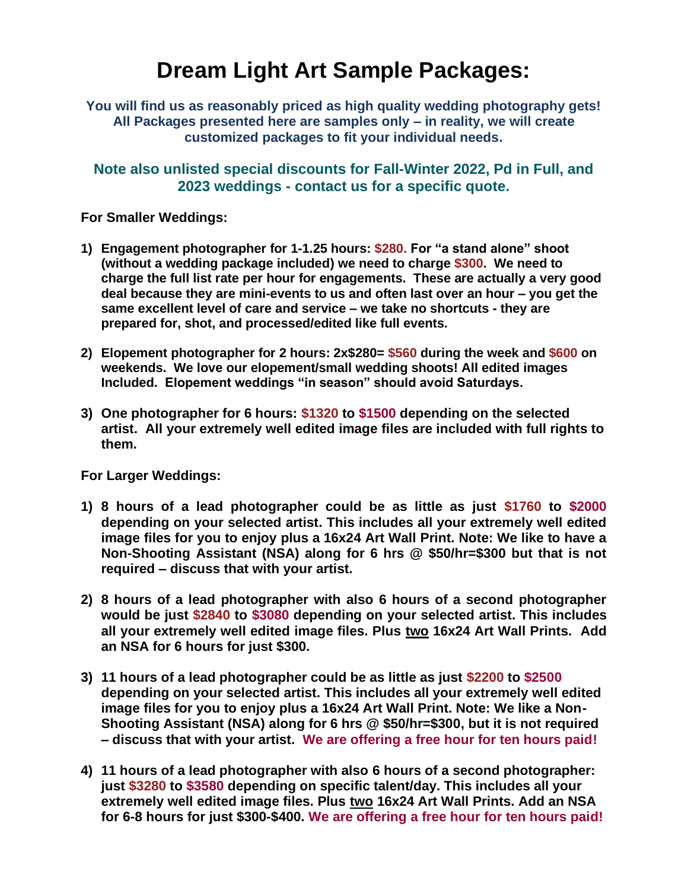# Dream Light Art Sample Packages:

**You will find us as reasonably priced as high quality wedding photography gets! All Packages presented here are samples only – in reality, we will create customized packages to fit your individual needs.**

**Note also unlisted special discounts for Fall-Winter 2022, Pd in Full, and 2023 weddings - contact us for a specific quote.**

**For Smaller Weddings:**

1) **Engagement photographer for 1-1.25 hours: $280. For "a stand alone" shoot (without a wedding package included) we need to charge $300. We need to charge the full list rate per hour for engagements. These are actually a very good deal because they are mini-events to us and often last over an hour – you get the same excellent level of care and service – we take no shortcuts - they are prepared for, shot, and processed/edited like full events.**

2) **Elopement photographer for 2 hours: 2x$280= $560 during the week and $600 on weekends. We love our elopement/small wedding shoots! All edited images Included. Elopement weddings "in season" should avoid Saturdays.**

3) **One photographer for 6 hours: $1320 to $1500 depending on the selected artist. All your extremely well edited image files are included with full rights to them.**

**For Larger Weddings:**

1) **8 hours of a lead photographer could be as little as just $1760 to $2000 depending on your selected artist. This includes all your extremely well edited image files for you to enjoy plus a 16x24 Art Wall Print. Note: We like to have a Non-Shooting Assistant (NSA) along for 6 hrs @ $50/hr=$300 but that is not required – discuss that with your artist.**

2) **8 hours of a lead photographer with also 6 hours of a second photographer would be just $2840 to $3080 depending on your selected artist. This includes all your extremely well edited image files. Plus <u>two</u> 16x24 Art Wall Prints. Add an NSA for 6 hours for just $300.**

3) **11 hours of a lead photographer could be as little as just $2200 to $2500 depending on your selected artist. This includes all your extremely well edited image files for you to enjoy plus a 16x24 Art Wall Print. Note: We like a Non-Shooting Assistant (NSA) along for 6 hrs @ $50/hr=$300, but it is not required – discuss that with your artist. We are offering a free hour for ten hours paid!**

4) **11 hours of a lead photographer with also 6 hours of a second photographer: just $3280 to $3580 depending on specific talent/day. This includes all your extremely well edited image files. Plus <u>two</u> 16x24 Art Wall Prints. Add an NSA for 6-8 hours for just $300-$400. We are offering a free hour for ten hours paid!**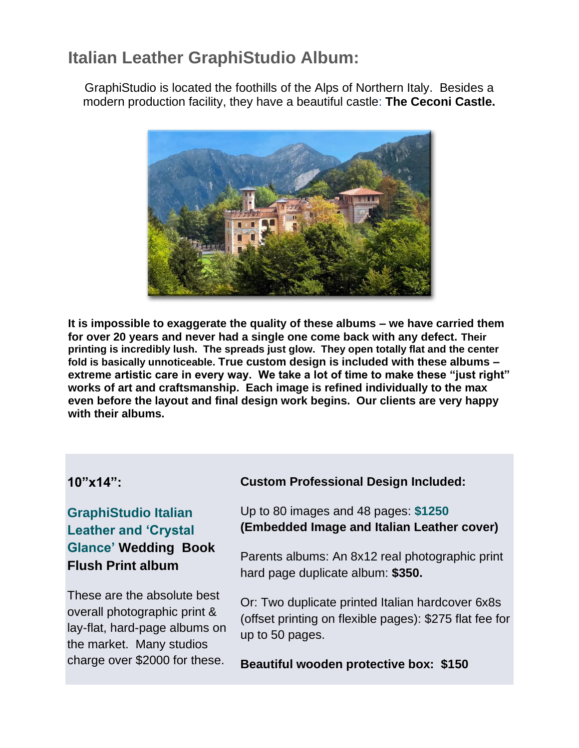## Italian Leather GraphiStudio Album:

GraphiStudio is located the foothills of the Alps of Northern Italy. Besides a modern production facility, they have a beautiful castle: **The Ceconi Castle.**

**It is impossible to exaggerate the quality of these albums – we have carried them for over 20 years and never had a single one come back with any defect. Their printing is incredibly lush. The spreads just glow. They open totally flat and the center fold is basically unnoticeable. True custom design is included with these albums – extreme artistic care in every way. We take a lot of time to make these "just right" works of art and craftsmanship. Each image is refined individually to the max even before the layout and final design work begins. Our clients are very happy with their albums.**

**10"x14":**

**GraphiStudio Italian Leather and 'Crystal Glance' Wedding Book Flush Print album**

These are the absolute best overall photographic print & lay-flat, hard-page albums on the market. Many studios charge over $2000 for these.

**Custom Professional Design Included:**

Up to 80 images and 48 pages: **$1250**
**(Embedded Image and Italian Leather cover)**

Parents albums: An 8x12 real photographic print hard page duplicate album: **$350.**

Or: Two duplicate printed Italian hardcover 6x8s (offset printing on flexible pages): $275 flat fee for up to 50 pages.

**Beautiful wooden protective box: $150**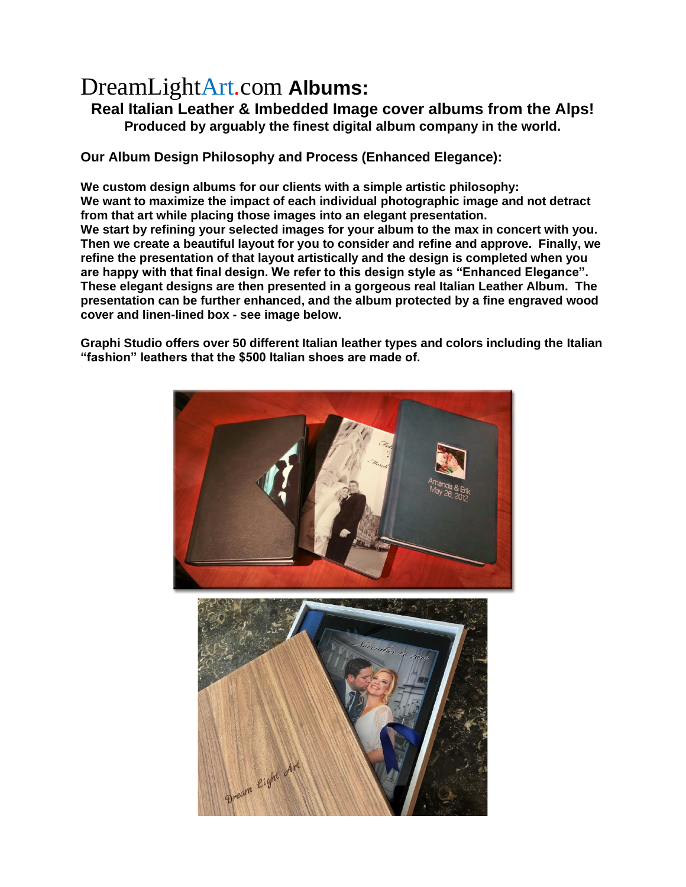# DreamLightArt.com **Albums:**

**Real Italian Leather & Imbedded Image cover albums from the Alps!**
**Produced by arguably the finest digital album company in the world.**

## Our Album Design Philosophy and Process (Enhanced Elegance):

**We custom design albums for our clients with a simple artistic philosophy:**
**We want to maximize the impact of each individual photographic image and not detract from that art while placing those images into an elegant presentation.**
**We start by refining your selected images for your album to the max in concert with you. Then we create a beautiful layout for you to consider and refine and approve. Finally, we refine the presentation of that layout artistically and the design is completed when you are happy with that final design. We refer to this design style as "Enhanced Elegance". These elegant designs are then presented in a gorgeous real Italian Leather Album. The presentation can be further enhanced, and the album protected by a fine engraved wood cover and linen-lined box - see image below.**

**Graphi Studio offers over 50 different Italian leather types and colors including the Italian "fashion" leathers that the $500 Italian shoes are made of.**